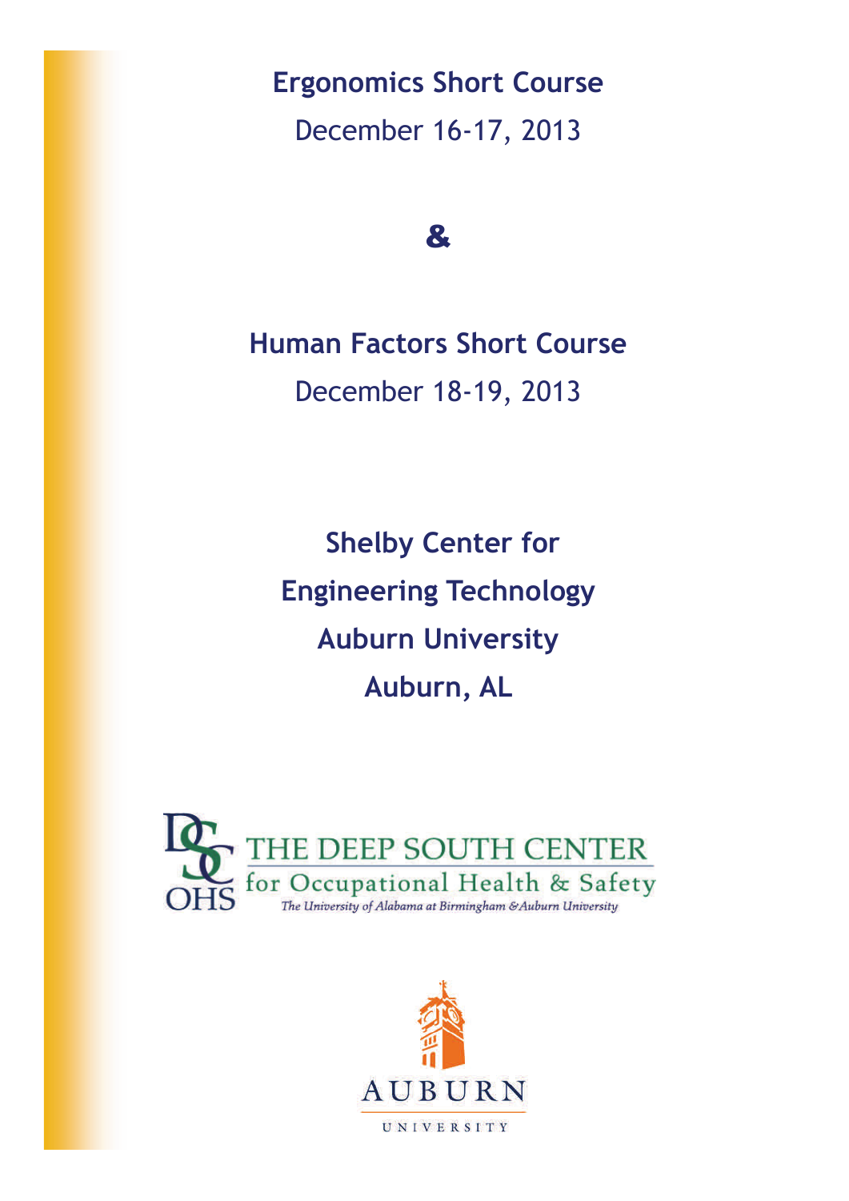# Ergonomics Short Course

December 16-17, 2013

**&**

# Human Factors Short Course

December 18-19, 2013

**Shelby Center for**

**Engineering Technology**

**Auburn University**

**Auburn, AL**

DSC OHS THE DEEP SOUTH CENTER for Occupational Health & Safety

*The University of Alabama at Birmingham & Auburn University*

AUBURN UNIVERSITY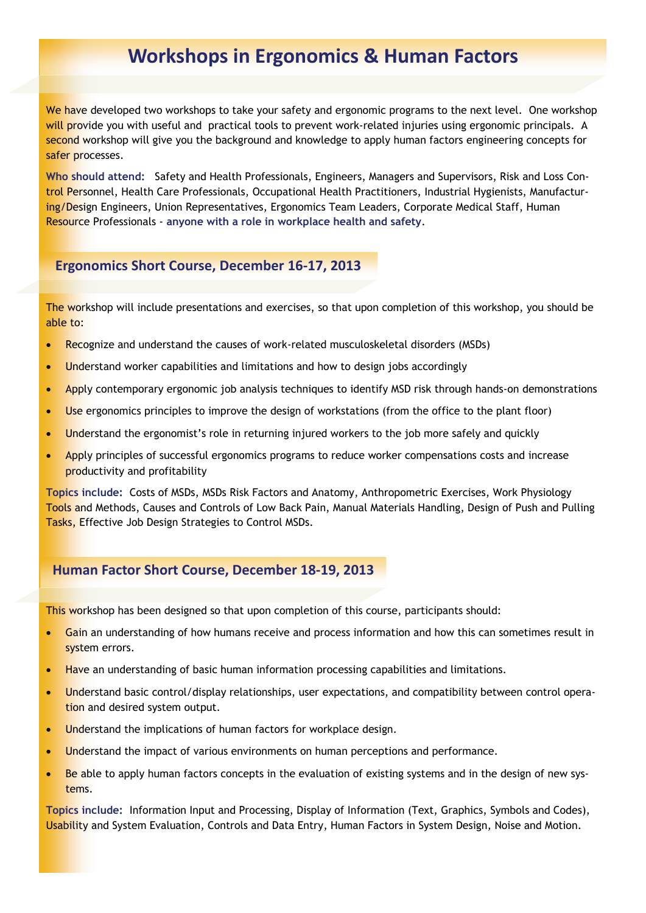# Workshops in Ergonomics & Human Factors

We have developed two workshops to take your safety and ergonomic programs to the next level. One workshop will provide you with useful and practical tools to prevent work-related injuries using ergonomic principals. A second workshop will give you the background and knowledge to apply human factors engineering concepts for safer processes.

**Who should attend:** Safety and Health Professionals, Engineers, Managers and Supervisors, Risk and Loss Control Personnel, Health Care Professionals, Occupational Health Practitioners, Industrial Hygienists, Manufacturing/Design Engineers, Union Representatives, Ergonomics Team Leaders, Corporate Medical Staff, Human Resource Professionals - **anyone with a role in workplace health and safety**.

## Ergonomics Short Course, December 16-17, 2013

The workshop will include presentations and exercises, so that upon completion of this workshop, you should be able to:

- Recognize and understand the causes of work-related musculoskeletal disorders (MSDs)
- Understand worker capabilities and limitations and how to design jobs accordingly
- Apply contemporary ergonomic job analysis techniques to identify MSD risk through hands-on demonstrations
- Use ergonomics principles to improve the design of workstations (from the office to the plant floor)
- Understand the ergonomist's role in returning injured workers to the job more safely and quickly
- Apply principles of successful ergonomics programs to reduce worker compensations costs and increase productivity and profitability

**Topics include:** Costs of MSDs, MSDs Risk Factors and Anatomy, Anthropometric Exercises, Work Physiology Tools and Methods, Causes and Controls of Low Back Pain, Manual Materials Handling, Design of Push and Pulling Tasks, Effective Job Design Strategies to Control MSDs.

## Human Factor Short Course, December 18-19, 2013

This workshop has been designed so that upon completion of this course, participants should:

- Gain an understanding of how humans receive and process information and how this can sometimes result in system errors.
- Have an understanding of basic human information processing capabilities and limitations.
- Understand basic control/display relationships, user expectations, and compatibility between control operation and desired system output.
- Understand the implications of human factors for workplace design.
- Understand the impact of various environments on human perceptions and performance.
- Be able to apply human factors concepts in the evaluation of existing systems and in the design of new systems.

**Topics include:** Information Input and Processing, Display of Information (Text, Graphics, Symbols and Codes), Usability and System Evaluation, Controls and Data Entry, Human Factors in System Design, Noise and Motion.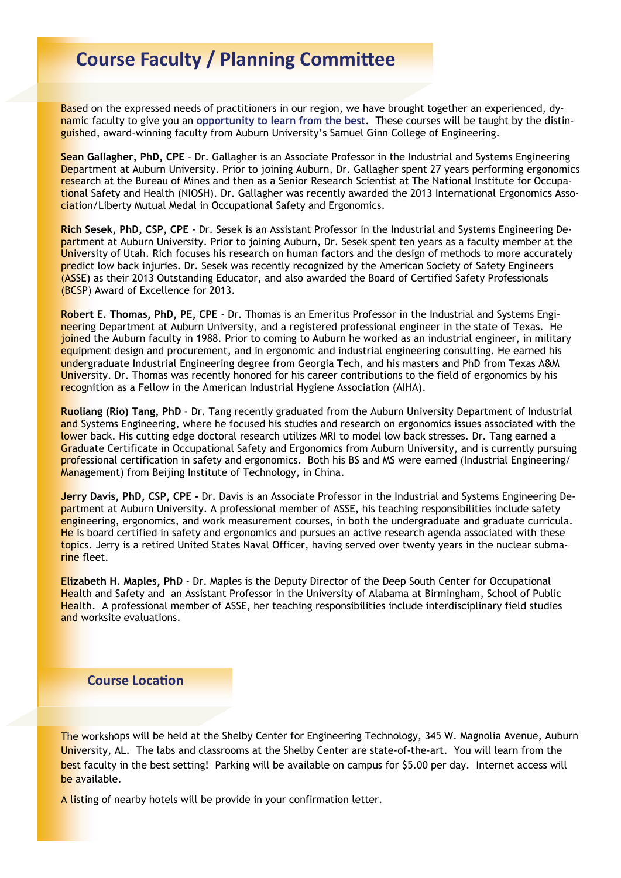## Course Faculty / Planning Committee

Based on the expressed needs of practitioners in our region, we have brought together an experienced, dynamic faculty to give you an **opportunity to learn from the best**. These courses will be taught by the distinguished, award-winning faculty from Auburn University's Samuel Ginn College of Engineering.

**Sean Gallagher, PhD, CPE** - Dr. Gallagher is an Associate Professor in the Industrial and Systems Engineering Department at Auburn University. Prior to joining Auburn, Dr. Gallagher spent 27 years performing ergonomics research at the Bureau of Mines and then as a Senior Research Scientist at The National Institute for Occupational Safety and Health (NIOSH). Dr. Gallagher was recently awarded the 2013 International Ergonomics Association/Liberty Mutual Medal in Occupational Safety and Ergonomics.

**Rich Sesek, PhD, CSP, CPE** - Dr. Sesek is an Assistant Professor in the Industrial and Systems Engineering Department at Auburn University. Prior to joining Auburn, Dr. Sesek spent ten years as a faculty member at the University of Utah. Rich focuses his research on human factors and the design of methods to more accurately predict low back injuries. Dr. Sesek was recently recognized by the American Society of Safety Engineers (ASSE) as their 2013 Outstanding Educator, and also awarded the Board of Certified Safety Professionals (BCSP) Award of Excellence for 2013.

**Robert E. Thomas, PhD, PE, CPE** - Dr. Thomas is an Emeritus Professor in the Industrial and Systems Engineering Department at Auburn University, and a registered professional engineer in the state of Texas. He joined the Auburn faculty in 1988. Prior to coming to Auburn he worked as an industrial engineer, in military equipment design and procurement, and in ergonomic and industrial engineering consulting. He earned his undergraduate Industrial Engineering degree from Georgia Tech, and his masters and PhD from Texas A&M University. Dr. Thomas was recently honored for his career contributions to the field of ergonomics by his recognition as a Fellow in the American Industrial Hygiene Association (AIHA).

**Ruoliang (Rio) Tang, PhD** – Dr. Tang recently graduated from the Auburn University Department of Industrial and Systems Engineering, where he focused his studies and research on ergonomics issues associated with the lower back. His cutting edge doctoral research utilizes MRI to model low back stresses. Dr. Tang earned a Graduate Certificate in Occupational Safety and Ergonomics from Auburn University, and is currently pursuing professional certification in safety and ergonomics. Both his BS and MS were earned (Industrial Engineering/Management) from Beijing Institute of Technology, in China.

**Jerry Davis, PhD, CSP, CPE -** Dr. Davis is an Associate Professor in the Industrial and Systems Engineering Department at Auburn University. A professional member of ASSE, his teaching responsibilities include safety engineering, ergonomics, and work measurement courses, in both the undergraduate and graduate curricula. He is board certified in safety and ergonomics and pursues an active research agenda associated with these topics. Jerry is a retired United States Naval Officer, having served over twenty years in the nuclear submarine fleet.

**Elizabeth H. Maples, PhD** - Dr. Maples is the Deputy Director of the Deep South Center for Occupational Health and Safety and an Assistant Professor in the University of Alabama at Birmingham, School of Public Health. A professional member of ASSE, her teaching responsibilities include interdisciplinary field studies and worksite evaluations.

### Course Location

The workshops will be held at the Shelby Center for Engineering Technology, 345 W. Magnolia Avenue, Auburn University, AL. The labs and classrooms at the Shelby Center are state-of-the-art. You will learn from the best faculty in the best setting! Parking will be available on campus for $5.00 per day. Internet access will be available.

A listing of nearby hotels will be provide in your confirmation letter.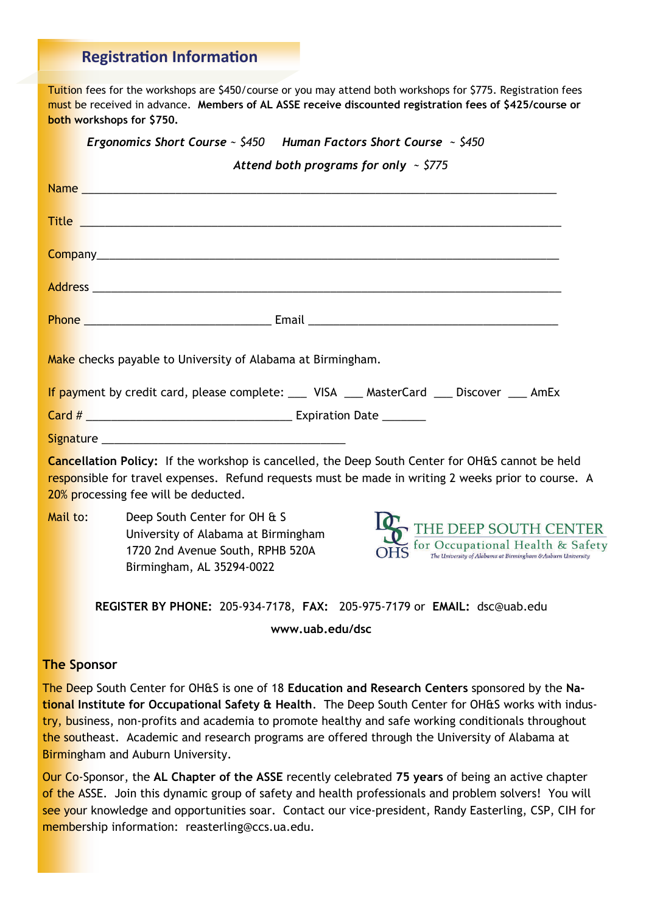## Registration Information

Tuition fees for the workshops are $450/course or you may attend both workshops for $775. Registration fees must be received in advance. **Members of AL ASSE receive discounted registration fees of $425/course or both workshops for $750.**

***Ergonomics Short Course*** *~ $450* ***Human Factors Short Course*** *~ $450*

***Attend both programs for only*** *~ $775*

Name ___________________________________________________________________________

Title ___________________________________________________________________________

Company_________________________________________________________________________

Address _________________________________________________________________________

Phone ______________________________ Email ________________________________________

Make checks payable to University of Alabama at Birmingham.

If payment by credit card, please complete: ___ VISA ___ MasterCard ___ Discover ___ AmEx

Card # _________________________________ Expiration Date _______

Signature ______________________________________

**Cancellation Policy:** If the workshop is cancelled, the Deep South Center for OH&S cannot be held responsible for travel expenses. Refund requests must be made in writing 2 weeks prior to course. A 20% processing fee will be deducted.

Mail to:

Deep South Center for OH & S
University of Alabama at Birmingham
1720 2nd Avenue South, RPHB 520A
Birmingham, AL 35294-0022

THE DEEP SOUTH CENTER for Occupational Health & Safety
The University of Alabama at Birmingham & Auburn University

**REGISTER BY PHONE:** 205-934-7178, **FAX:** 205-975-7179 or **EMAIL:** dsc@uab.edu

**www.uab.edu/dsc**

### The Sponsor

The Deep South Center for OH&S is one of 18 **Education and Research Centers** sponsored by the **National Institute for Occupational Safety & Health**. The Deep South Center for OH&S works with industry, business, non-profits and academia to promote healthy and safe working conditionals throughout the southeast. Academic and research programs are offered through the University of Alabama at Birmingham and Auburn University.

Our Co-Sponsor, the **AL Chapter of the ASSE** recently celebrated **75 years** of being an active chapter of the ASSE. Join this dynamic group of safety and health professionals and problem solvers! You will see your knowledge and opportunities soar. Contact our vice-president, Randy Easterling, CSP, CIH for membership information: reasterling@ccs.ua.edu.